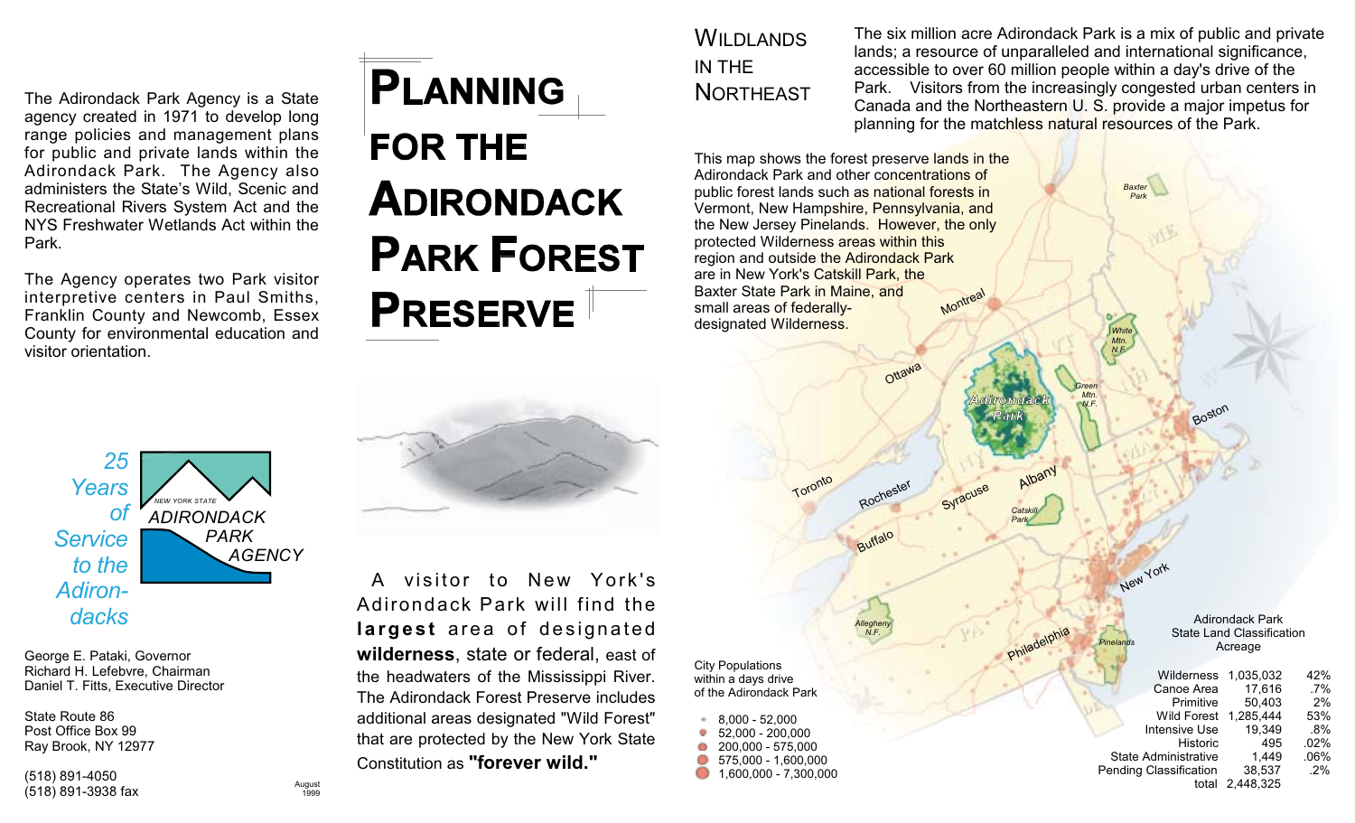The Adirondack Park Agency is a State agency created in 1971 to develop long range policies and management plans for public and private lands within the Adirondack Park. The Agency also administers the State's Wild, Scenic and Recreational Rivers System Act and the NYS Freshwater Wetlands Act within the Park.

The Agency operates two Park visitor interpretive centers in Paul Smiths, Franklin County and Newcomb, Essex County for environmental education and visitor orientation.

*25 Years of Service to the Adirondacks*

NEW YORK STATE ADIRONDACK PARK AGENCY

George E. Pataki, Governor
Richard H. Lefebvre, Chairman
Daniel T. Fitts, Executive Director

State Route 86
Post Office Box 99
Ray Brook, NY 12977

(518) 891-4050
(518) 891-3938 fax

August 1999

# Planning for the Adirondack Park Forest Preserve

A visitor to New York's Adirondack Park will find the **largest** area of designated **wilderness**, state or federal, east of the headwaters of the Mississippi River. The Adirondack Forest Preserve includes additional areas designated "Wild Forest" that are protected by the New York State Constitution as **"forever wild."**

## Wildlands in the Northeast

The six million acre Adirondack Park is a mix of public and private lands; a resource of unparalleled and international significance, accessible to over 60 million people within a day's drive of the Park. Visitors from the increasingly congested urban centers in Canada and the Northeastern U. S. provide a major impetus for planning for the matchless natural resources of the Park.

This map shows the forest preserve lands in the Adirondack Park and other concentrations of public forest lands such as national forests in Vermont, New Hampshire, Pennsylvania, and the New Jersey Pinelands. However, the only protected Wilderness areas within this region and outside the Adirondack Park are in New York's Catskill Park, the Baxter State Park in Maine, and small areas of federally-designated Wilderness.

City Populations within a days drive of the Adirondack Park

- 8,000 - 52,000
- 52,000 - 200,000
- 200,000 - 575,000
- 575,000 - 1,600,000
- 1,600,000 - 7,300,000

Adirondack Park State Land Classification Acreage

| Classification | Acreage | Percent |
|---|---|---|
| Wilderness | 1,035,032 | 42% |
| Canoe Area | 17,616 | .7% |
| Primitive | 50,403 | 2% |
| Wild Forest | 1,285,444 | 53% |
| Intensive Use | 19,349 | .8% |
| Historic | 495 | .02% |
| State Administrative | 1,449 | .06% |
| Pending Classification | 38,537 | .2% |
| total | 2,448,325 | |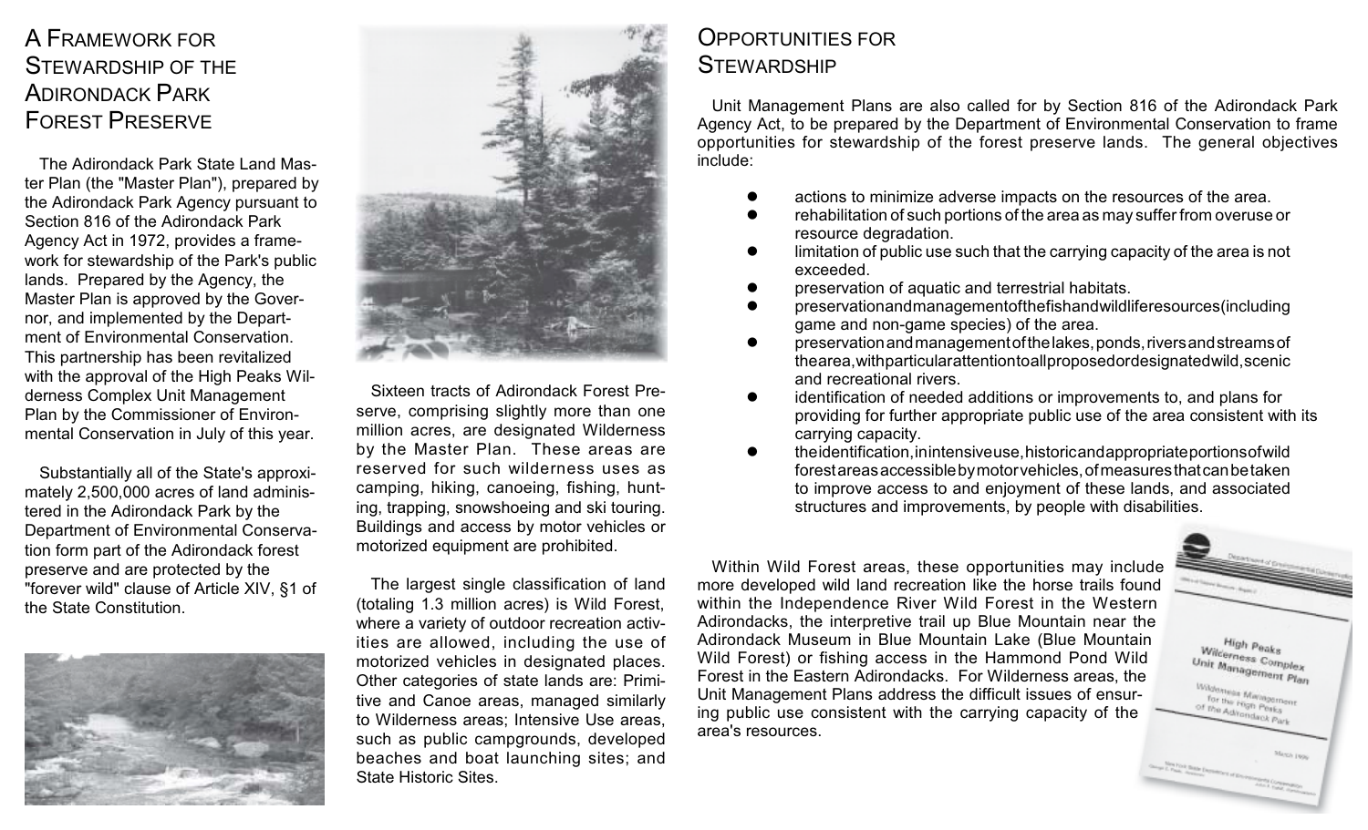# A Framework for Stewardship of the Adirondack Park Forest Preserve

The Adirondack Park State Land Master Plan (the "Master Plan"), prepared by the Adirondack Park Agency pursuant to Section 816 of the Adirondack Park Agency Act in 1972, provides a framework for stewardship of the Park's public lands. Prepared by the Agency, the Master Plan is approved by the Governor, and implemented by the Department of Environmental Conservation. This partnership has been revitalized with the approval of the High Peaks Wilderness Complex Unit Management Plan by the Commissioner of Environmental Conservation in July of this year.

Substantially all of the State's approximately 2,500,000 acres of land administered in the Adirondack Park by the Department of Environmental Conservation form part of the Adirondack forest preserve and are protected by the "forever wild" clause of Article XIV, §1 of the State Constitution.

Sixteen tracts of Adirondack Forest Preserve, comprising slightly more than one million acres, are designated Wilderness by the Master Plan. These areas are reserved for such wilderness uses as camping, hiking, canoeing, fishing, hunting, trapping, snowshoeing and ski touring. Buildings and access by motor vehicles or motorized equipment are prohibited.

The largest single classification of land (totaling 1.3 million acres) is Wild Forest, where a variety of outdoor recreation activities are allowed, including the use of motorized vehicles in designated places. Other categories of state lands are: Primitive and Canoe areas, managed similarly to Wilderness areas; Intensive Use areas, such as public campgrounds, developed beaches and boat launching sites; and State Historic Sites.

# Opportunities for Stewardship

Unit Management Plans are also called for by Section 816 of the Adirondack Park Agency Act, to be prepared by the Department of Environmental Conservation to frame opportunities for stewardship of the forest preserve lands. The general objectives include:

- actions to minimize adverse impacts on the resources of the area.
- rehabilitation of such portions of the area as may suffer from overuse or resource degradation.
- limitation of public use such that the carrying capacity of the area is not exceeded.
- preservation of aquatic and terrestrial habitats.
- preservation and management of the fish and wildlife resources (including game and non-game species) of the area.
- preservation and management of the lakes, ponds, rivers and streams of the area, with particular attention to all proposed or designated wild, scenic and recreational rivers.
- identification of needed additions or improvements to, and plans for providing for further appropriate public use of the area consistent with its carrying capacity.
- the identification, in intensive use, historic and appropriate portions of wild forest areas accessible by motor vehicles, of measures that can be taken to improve access to and enjoyment of these lands, and associated structures and improvements, by people with disabilities.

Within Wild Forest areas, these opportunities may include more developed wild land recreation like the horse trails found within the Independence River Wild Forest in the Western Adirondacks, the interpretive trail up Blue Mountain near the Adirondack Museum in Blue Mountain Lake (Blue Mountain Wild Forest) or fishing access in the Hammond Pond Wild Forest in the Eastern Adirondacks. For Wilderness areas, the Unit Management Plans address the difficult issues of ensuring public use consistent with the carrying capacity of the area's resources.